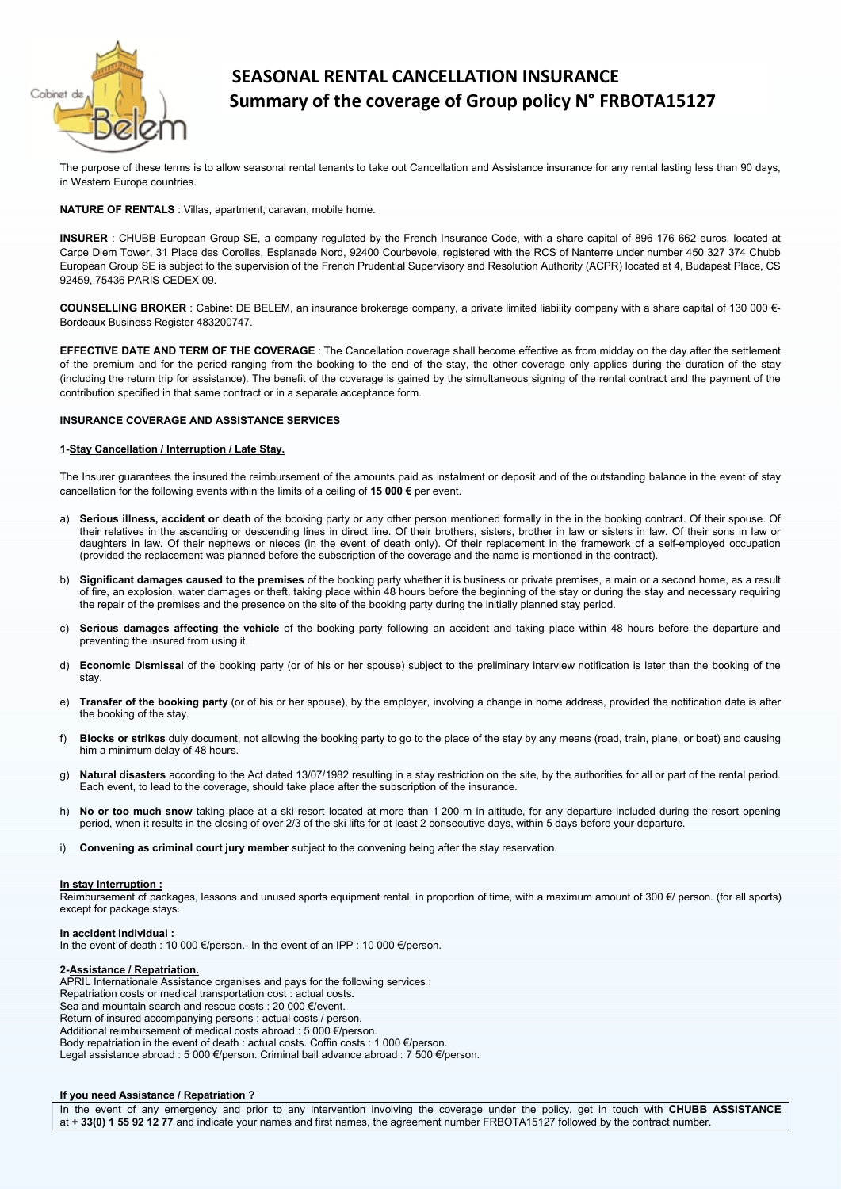# SEASONAL RENTAL CANCELLATION INSURANCE

## Summary of the coverage of Group policy N° FRBOTA15127

The purpose of these terms is to allow seasonal rental tenants to take out Cancellation and Assistance insurance for any rental lasting less than 90 days, in Western Europe countries.

**NATURE OF RENTALS** : Villas, apartment, caravan, mobile home.

**INSURER** : CHUBB European Group SE, a company regulated by the French Insurance Code, with a share capital of 896 176 662 euros, located at Carpe Diem Tower, 31 Place des Corolles, Esplanade Nord, 92400 Courbevoie, registered with the RCS of Nanterre under number 450 327 374 Chubb European Group SE is subject to the supervision of the French Prudential Supervisory and Resolution Authority (ACPR) located at 4, Budapest Place, CS 92459, 75436 PARIS CEDEX 09.

**COUNSELLING BROKER** : Cabinet DE BELEM, an insurance brokerage company, a private limited liability company with a share capital of 130 000 €- Bordeaux Business Register 483200747.

**EFFECTIVE DATE AND TERM OF THE COVERAGE** : The Cancellation coverage shall become effective as from midday on the day after the settlement of the premium and for the period ranging from the booking to the end of the stay, the other coverage only applies during the duration of the stay (including the return trip for assistance). The benefit of the coverage is gained by the simultaneous signing of the rental contract and the payment of the contribution specified in that same contract or in a separate acceptance form.

**INSURANCE COVERAGE AND ASSISTANCE SERVICES**

**1-Stay Cancellation / Interruption / Late Stay.**

The Insurer guarantees the insured the reimbursement of the amounts paid as instalment or deposit and of the outstanding balance in the event of stay cancellation for the following events within the limits of a ceiling of **15 000 €** per event.

a) **Serious illness, accident or death** of the booking party or any other person mentioned formally in the in the booking contract. Of their spouse. Of their relatives in the ascending or descending lines in direct line. Of their brothers, sisters, brother in law or sisters in law. Of their sons in law or daughters in law. Of their nephews or nieces (in the event of death only). Of their replacement in the framework of a self-employed occupation (provided the replacement was planned before the subscription of the coverage and the name is mentioned in the contract).

b) **Significant damages caused to the premises** of the booking party whether it is business or private premises, a main or a second home, as a result of fire, an explosion, water damages or theft, taking place within 48 hours before the beginning of the stay or during the stay and necessary requiring the repair of the premises and the presence on the site of the booking party during the initially planned stay period.

c) **Serious damages affecting the vehicle** of the booking party following an accident and taking place within 48 hours before the departure and preventing the insured from using it.

d) **Economic Dismissal** of the booking party (or of his or her spouse) subject to the preliminary interview notification is later than the booking of the stay.

e) **Transfer of the booking party** (or of his or her spouse), by the employer, involving a change in home address, provided the notification date is after the booking of the stay.

f) **Blocks or strikes** duly document, not allowing the booking party to go to the place of the stay by any means (road, train, plane, or boat) and causing him a minimum delay of 48 hours.

g) **Natural disasters** according to the Act dated 13/07/1982 resulting in a stay restriction on the site, by the authorities for all or part of the rental period. Each event, to lead to the coverage, should take place after the subscription of the insurance.

h) **No or too much snow** taking place at a ski resort located at more than 1 200 m in altitude, for any departure included during the resort opening period, when it results in the closing of over 2/3 of the ski lifts for at least 2 consecutive days, within 5 days before your departure.

i) **Convening as criminal court jury member** subject to the convening being after the stay reservation.

**In stay Interruption :**
Reimbursement of packages, lessons and unused sports equipment rental, in proportion of time, with a maximum amount of 300 €/ person. (for all sports) except for package stays.

**In accident individual :**
In the event of death : 10 000 €/person.- In the event of an IPP : 10 000 €/person.

**2-Assistance / Repatriation.**
APRIL Internationale Assistance organises and pays for the following services :
Repatriation costs or medical transportation cost : actual costs.
Sea and mountain search and rescue costs : 20 000 €/event.
Return of insured accompanying persons : actual costs / person.
Additional reimbursement of medical costs abroad : 5 000 €/person.
Body repatriation in the event of death : actual costs. Coffin costs : 1 000 €/person.
Legal assistance abroad : 5 000 €/person. Criminal bail advance abroad : 7 500 €/person.

**If you need Assistance / Repatriation ?**

In the event of any emergency and prior to any intervention involving the coverage under the policy, get in touch with **CHUBB ASSISTANCE** at **+ 33(0) 1 55 92 12 77** and indicate your names and first names, the agreement number FRBOTA15127 followed by the contract number.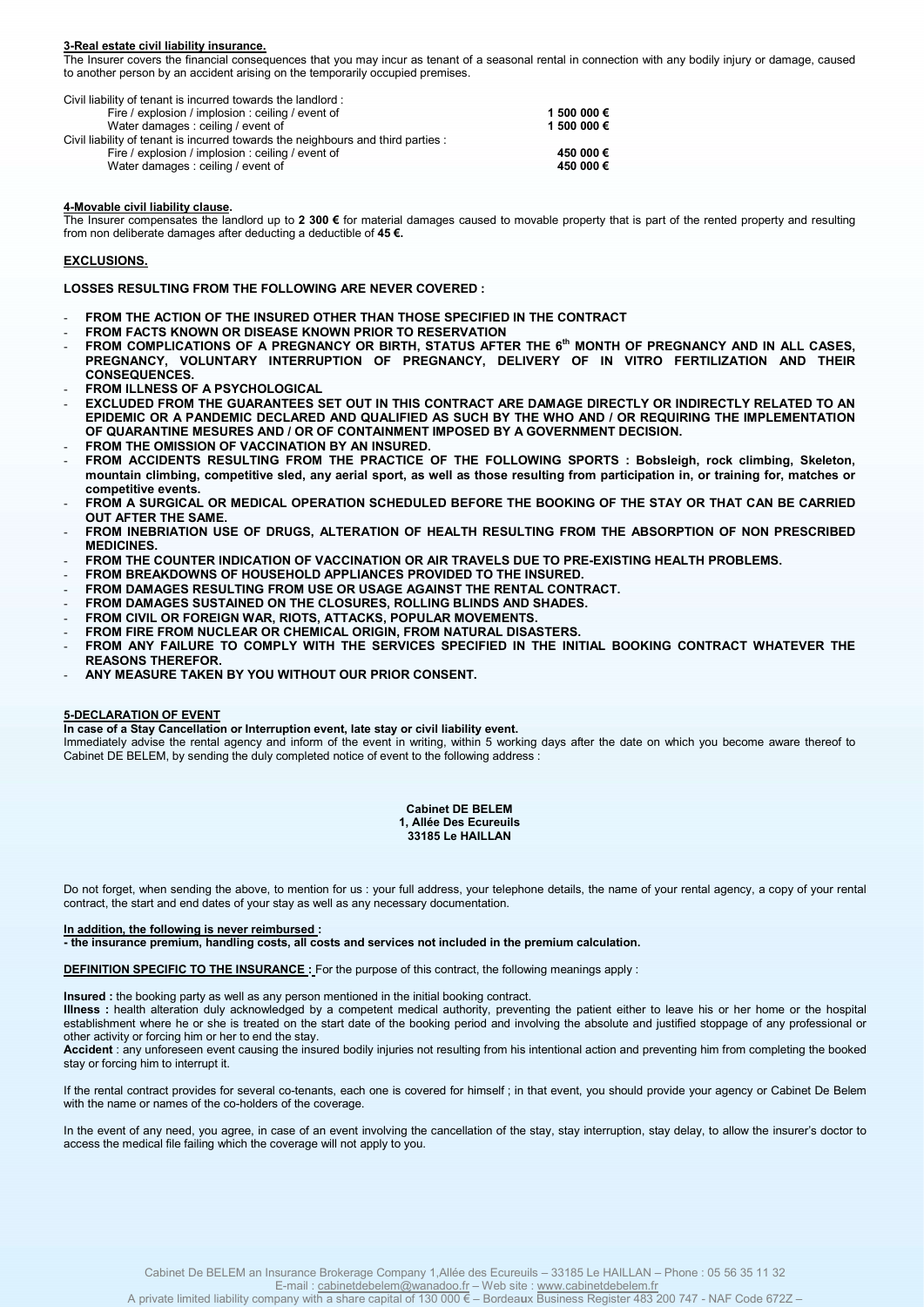**3-Real estate civil liability insurance.**

The Insurer covers the financial consequences that you may incur as tenant of a seasonal rental in connection with any bodily injury or damage, caused to another person by an accident arising on the temporarily occupied premises.

| | |
|---|---|
| Civil liability of tenant is incurred towards the landlord : | |
| Fire / explosion / implosion : ceiling / event of | **1 500 000 €** |
| Water damages : ceiling / event of | **1 500 000 €** |
| Civil liability of tenant is incurred towards the neighbours and third parties : | |
| Fire / explosion / implosion : ceiling / event of | **450 000 €** |
| Water damages : ceiling / event of | **450 000 €** |

**4-Movable civil liability clause.**

The Insurer compensates the landlord up to **2 300 €** for material damages caused to movable property that is part of the rented property and resulting from non deliberate damages after deducting a deductible of **45 €.**

**EXCLUSIONS.**

**LOSSES RESULTING FROM THE FOLLOWING ARE NEVER COVERED :**

- **FROM THE ACTION OF THE INSURED OTHER THAN THOSE SPECIFIED IN THE CONTRACT**
- **FROM FACTS KNOWN OR DISEASE KNOWN PRIOR TO RESERVATION**
- **FROM COMPLICATIONS OF A PREGNANCY OR BIRTH, STATUS AFTER THE 6th MONTH OF PREGNANCY AND IN ALL CASES, PREGNANCY, VOLUNTARY INTERRUPTION OF PREGNANCY, DELIVERY OF IN VITRO FERTILIZATION AND THEIR CONSEQUENCES.**
- **FROM ILLNESS OF A PSYCHOLOGICAL**
- **EXCLUDED FROM THE GUARANTEES SET OUT IN THIS CONTRACT ARE DAMAGE DIRECTLY OR INDIRECTLY RELATED TO AN EPIDEMIC OR A PANDEMIC DECLARED AND QUALIFIED AS SUCH BY THE WHO AND / OR REQUIRING THE IMPLEMENTATION OF QUARANTINE MESURES AND / OR OF CONTAINMENT IMPOSED BY A GOVERNMENT DECISION.**
- **FROM THE OMISSION OF VACCINATION BY AN INSURED.**
- **FROM ACCIDENTS RESULTING FROM THE PRACTICE OF THE FOLLOWING SPORTS : Bobsleigh, rock climbing, Skeleton, mountain climbing, competitive sled, any aerial sport, as well as those resulting from participation in, or training for, matches or competitive events.**
- **FROM A SURGICAL OR MEDICAL OPERATION SCHEDULED BEFORE THE BOOKING OF THE STAY OR THAT CAN BE CARRIED OUT AFTER THE SAME.**
- **FROM INEBRIATION USE OF DRUGS, ALTERATION OF HEALTH RESULTING FROM THE ABSORPTION OF NON PRESCRIBED MEDICINES.**
- **FROM THE COUNTER INDICATION OF VACCINATION OR AIR TRAVELS DUE TO PRE-EXISTING HEALTH PROBLEMS.**
- **FROM BREAKDOWNS OF HOUSEHOLD APPLIANCES PROVIDED TO THE INSURED.**
- **FROM DAMAGES RESULTING FROM USE OR USAGE AGAINST THE RENTAL CONTRACT.**
- **FROM DAMAGES SUSTAINED ON THE CLOSURES, ROLLING BLINDS AND SHADES.**
- **FROM CIVIL OR FOREIGN WAR, RIOTS, ATTACKS, POPULAR MOVEMENTS.**
- **FROM FIRE FROM NUCLEAR OR CHEMICAL ORIGIN, FROM NATURAL DISASTERS.**
- **FROM ANY FAILURE TO COMPLY WITH THE SERVICES SPECIFIED IN THE INITIAL BOOKING CONTRACT WHATEVER THE REASONS THEREFOR.**
- **ANY MEASURE TAKEN BY YOU WITHOUT OUR PRIOR CONSENT.**

**5-DECLARATION OF EVENT**

**In case of a Stay Cancellation or Interruption event, late stay or civil liability event.**

Immediately advise the rental agency and inform of the event in writing, within 5 working days after the date on which you become aware thereof to Cabinet DE BELEM, by sending the duly completed notice of event to the following address :

**Cabinet DE BELEM**
**1, Allée Des Ecureuils**
**33185 Le HAILLAN**

Do not forget, when sending the above, to mention for us : your full address, your telephone details, the name of your rental agency, a copy of your rental contract, the start and end dates of your stay as well as any necessary documentation.

**In addition, the following is never reimbursed :**
**- the insurance premium, handling costs, all costs and services not included in the premium calculation.**

**DEFINITION SPECIFIC TO THE INSURANCE :** For the purpose of this contract, the following meanings apply :

**Insured :** the booking party as well as any person mentioned in the initial booking contract.

**Illness :** health alteration duly acknowledged by a competent medical authority, preventing the patient either to leave his or her home or the hospital establishment where he or she is treated on the start date of the booking period and involving the absolute and justified stoppage of any professional or other activity or forcing him or her to end the stay.

**Accident** : any unforeseen event causing the insured bodily injuries not resulting from his intentional action and preventing him from completing the booked stay or forcing him to interrupt it.

If the rental contract provides for several co-tenants, each one is covered for himself ; in that event, you should provide your agency or Cabinet De Belem with the name or names of the co-holders of the coverage.

In the event of any need, you agree, in case of an event involving the cancellation of the stay, stay interruption, stay delay, to allow the insurer's doctor to access the medical file failing which the coverage will not apply to you.

Cabinet De BELEM an Insurance Brokerage Company 1,Allée des Ecureuils – 33185 Le HAILLAN – Phone : 05 56 35 11 32
E-mail : cabinetdebelem@wanadoo.fr – Web site : www.cabinetdebelem.fr
A private limited liability company with a share capital of 130 000 € – Bordeaux Business Register 483 200 747 - NAF Code 672Z –